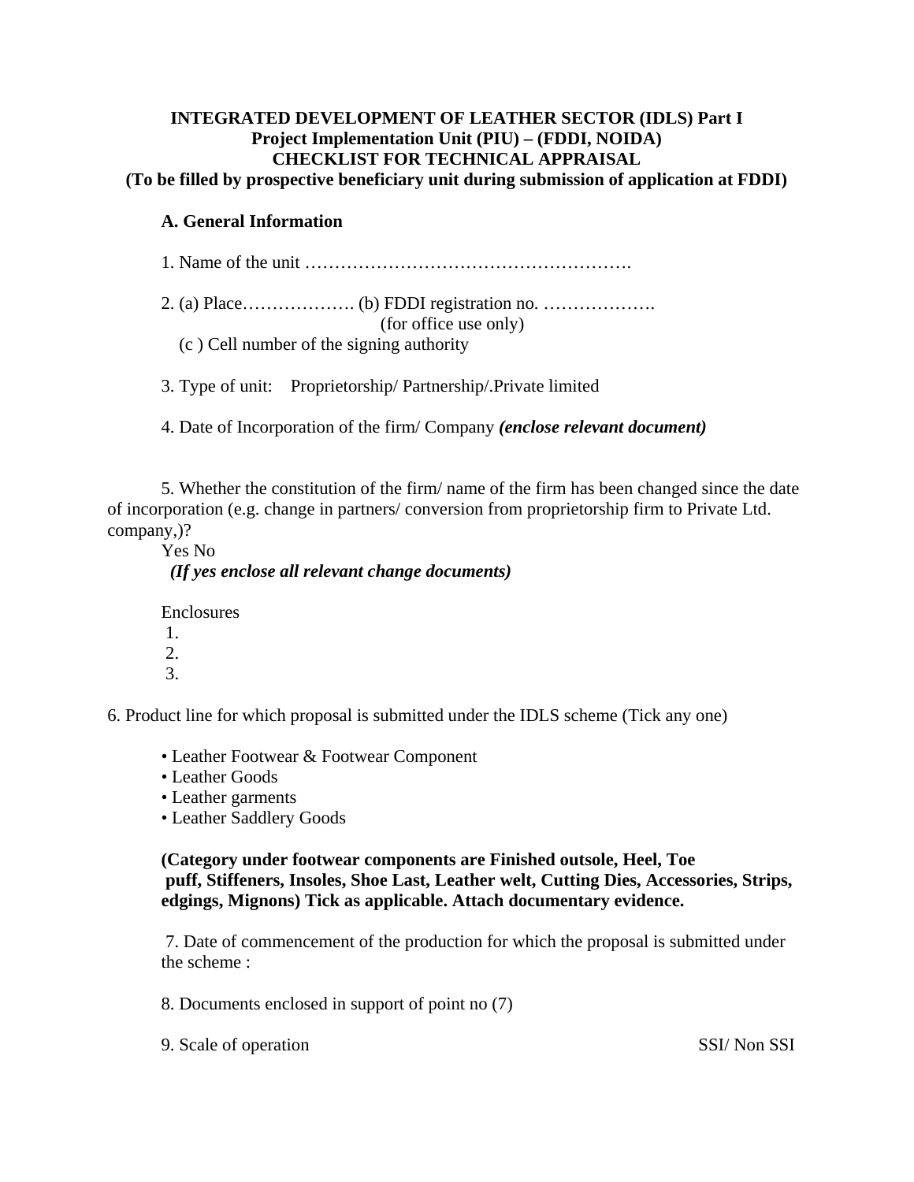**INTEGRATED DEVELOPMENT OF LEATHER SECTOR (IDLS) Part I**
**Project Implementation Unit (PIU) – (FDDI, NOIDA)**
**CHECKLIST FOR TECHNICAL APPRAISAL**
**(To be filled by prospective beneficiary unit during submission of application at FDDI)**

**A. General Information**

1. Name of the unit ……………………………………………….

2. (a) Place………………. (b) FDDI registration no. ……………….
(for office use only)
(c ) Cell number of the signing authority

3. Type of unit: Proprietorship/ Partnership/.Private limited

4. Date of Incorporation of the firm/ Company ***(enclose relevant document)***

5. Whether the constitution of the firm/ name of the firm has been changed since the date of incorporation (e.g. change in partners/ conversion from proprietorship firm to Private Ltd. company,)?
Yes No
***(If yes enclose all relevant change documents)***

Enclosures
1.
2.
3.

6. Product line for which proposal is submitted under the IDLS scheme (Tick any one)

- Leather Footwear & Footwear Component
- Leather Goods
- Leather garments
- Leather Saddlery Goods

**(Category under footwear components are Finished outsole, Heel, Toe puff, Stiffeners, Insoles, Shoe Last, Leather welt, Cutting Dies, Accessories, Strips, edgings, Mignons) Tick as applicable. Attach documentary evidence.**

7. Date of commencement of the production for which the proposal is submitted under the scheme :

8. Documents enclosed in support of point no (7)

9. Scale of operation SSI/ Non SSI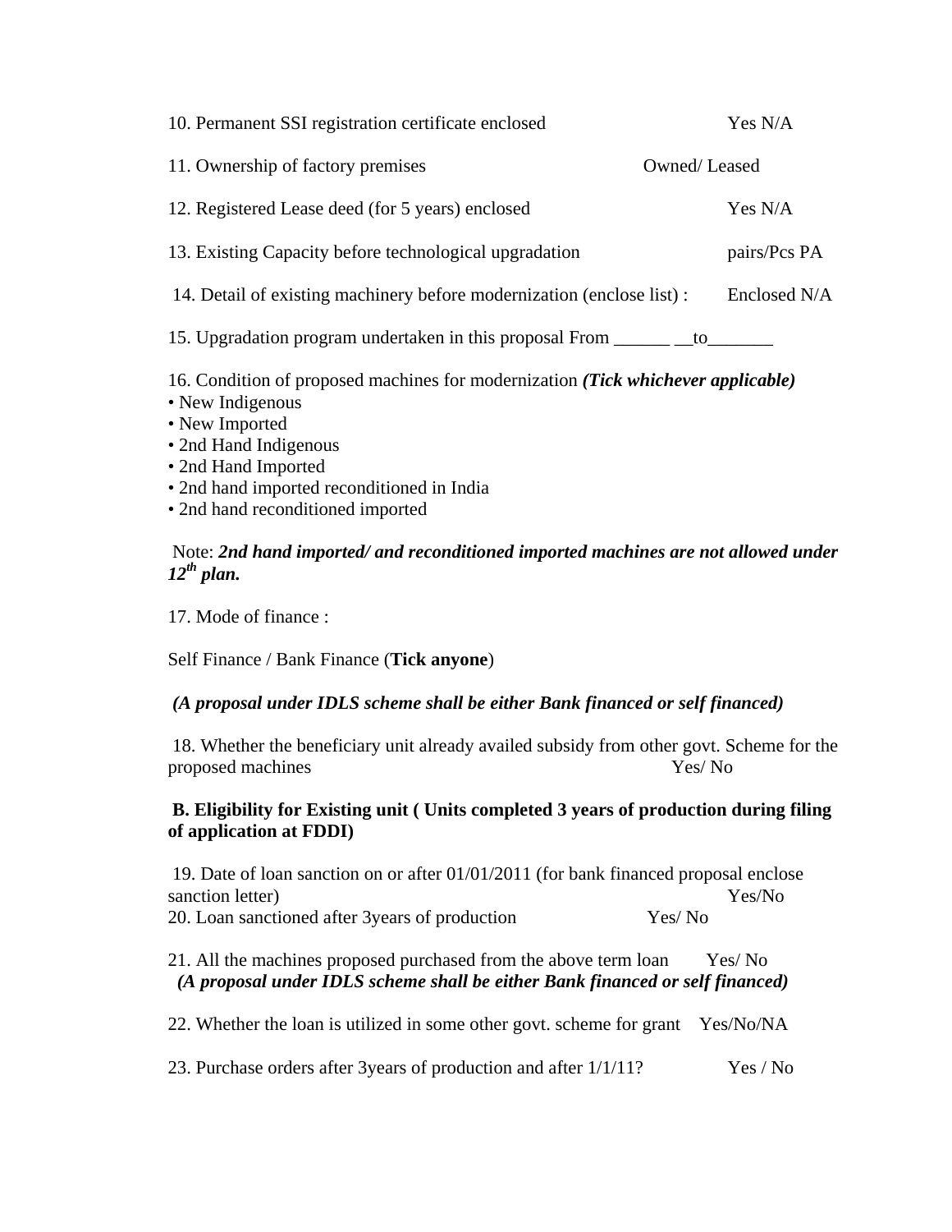10. Permanent SSI registration certificate enclosed Yes N/A

11. Ownership of factory premises Owned/ Leased

12. Registered Lease deed (for 5 years) enclosed Yes N/A

13. Existing Capacity before technological upgradation pairs/Pcs PA

14. Detail of existing machinery before modernization (enclose list) : Enclosed N/A

15. Upgradation program undertaken in this proposal From ______ __to_______

16. Condition of proposed machines for modernization ***(Tick whichever applicable)***

- New Indigenous
- New Imported
- 2nd Hand Indigenous
- 2nd Hand Imported
- 2nd hand imported reconditioned in India
- 2nd hand reconditioned imported

Note: ***2nd hand imported/ and reconditioned imported machines are not allowed under 12th plan.***

17. Mode of finance :

Self Finance / Bank Finance (**Tick anyone**)

***(A proposal under IDLS scheme shall be either Bank financed or self financed)***

18. Whether the beneficiary unit already availed subsidy from other govt. Scheme for the proposed machines Yes/ No

**B. Eligibility for Existing unit ( Units completed 3 years of production during filing of application at FDDI)**

19. Date of loan sanction on or after 01/01/2011 (for bank financed proposal enclose sanction letter) Yes/No

20. Loan sanctioned after 3years of production Yes/ No

21. All the machines proposed purchased from the above term loan Yes/ No

***(A proposal under IDLS scheme shall be either Bank financed or self financed)***

22. Whether the loan is utilized in some other govt. scheme for grant Yes/No/NA

23. Purchase orders after 3years of production and after 1/1/11? Yes / No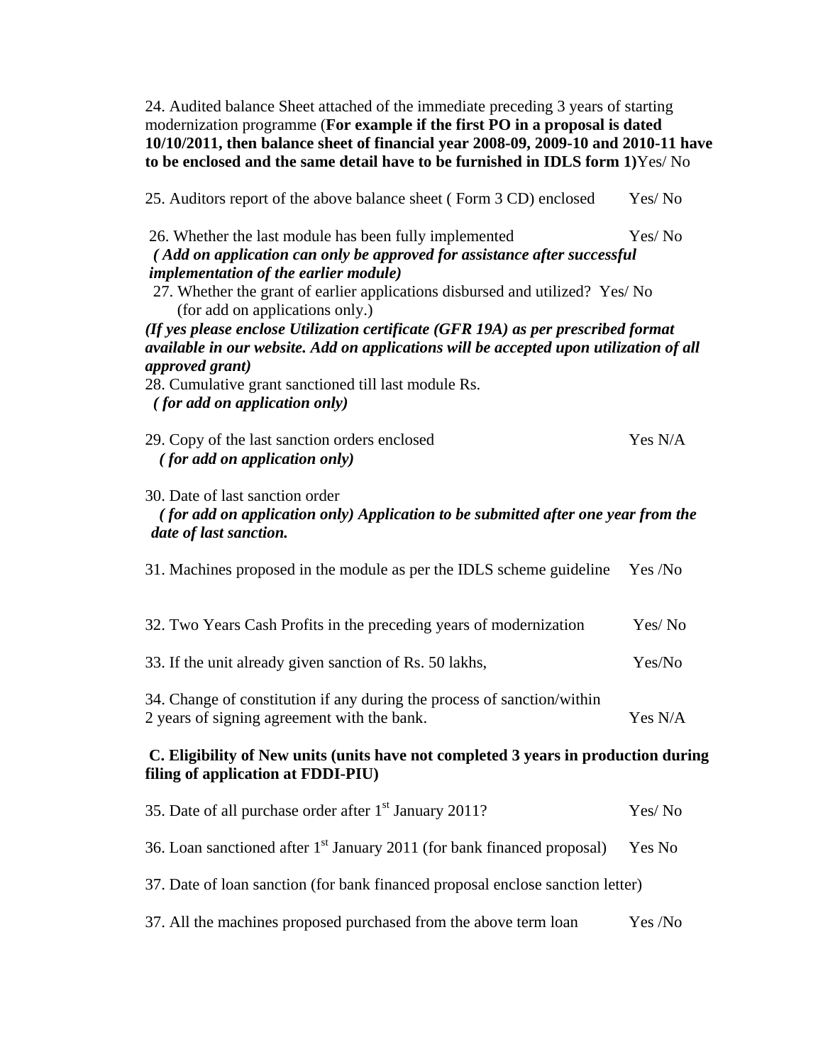24. Audited balance Sheet attached of the immediate preceding 3 years of starting modernization programme (**For example if the first PO in a proposal is dated 10/10/2011, then balance sheet of financial year 2008-09, 2009-10 and 2010-11 have to be enclosed and the same detail have to be furnished in IDLS form 1)**Yes/ No

25. Auditors report of the above balance sheet ( Form 3 CD) enclosed Yes/ No

26. Whether the last module has been fully implemented Yes/ No
***( Add on application can only be approved for assistance after successful implementation of the earlier module)***

27. Whether the grant of earlier applications disbursed and utilized? Yes/ No
(for add on applications only.)
***(If yes please enclose Utilization certificate (GFR 19A) as per prescribed format available in our website. Add on applications will be accepted upon utilization of all approved grant)***

28. Cumulative grant sanctioned till last module Rs.
***( for add on application only)***

29. Copy of the last sanction orders enclosed Yes N/A
***( for add on application only)***

30. Date of last sanction order
***( for add on application only) Application to be submitted after one year from the date of last sanction.***

31. Machines proposed in the module as per the IDLS scheme guideline Yes /No

32. Two Years Cash Profits in the preceding years of modernization Yes/ No

33. If the unit already given sanction of Rs. 50 lakhs, Yes/No

34. Change of constitution if any during the process of sanction/within 2 years of signing agreement with the bank. Yes N/A

**C. Eligibility of New units (units have not completed 3 years in production during filing of application at FDDI-PIU)**

35. Date of all purchase order after 1st January 2011? Yes/ No

36. Loan sanctioned after 1st January 2011 (for bank financed proposal) Yes No

37. Date of loan sanction (for bank financed proposal enclose sanction letter)

37. All the machines proposed purchased from the above term loan Yes /No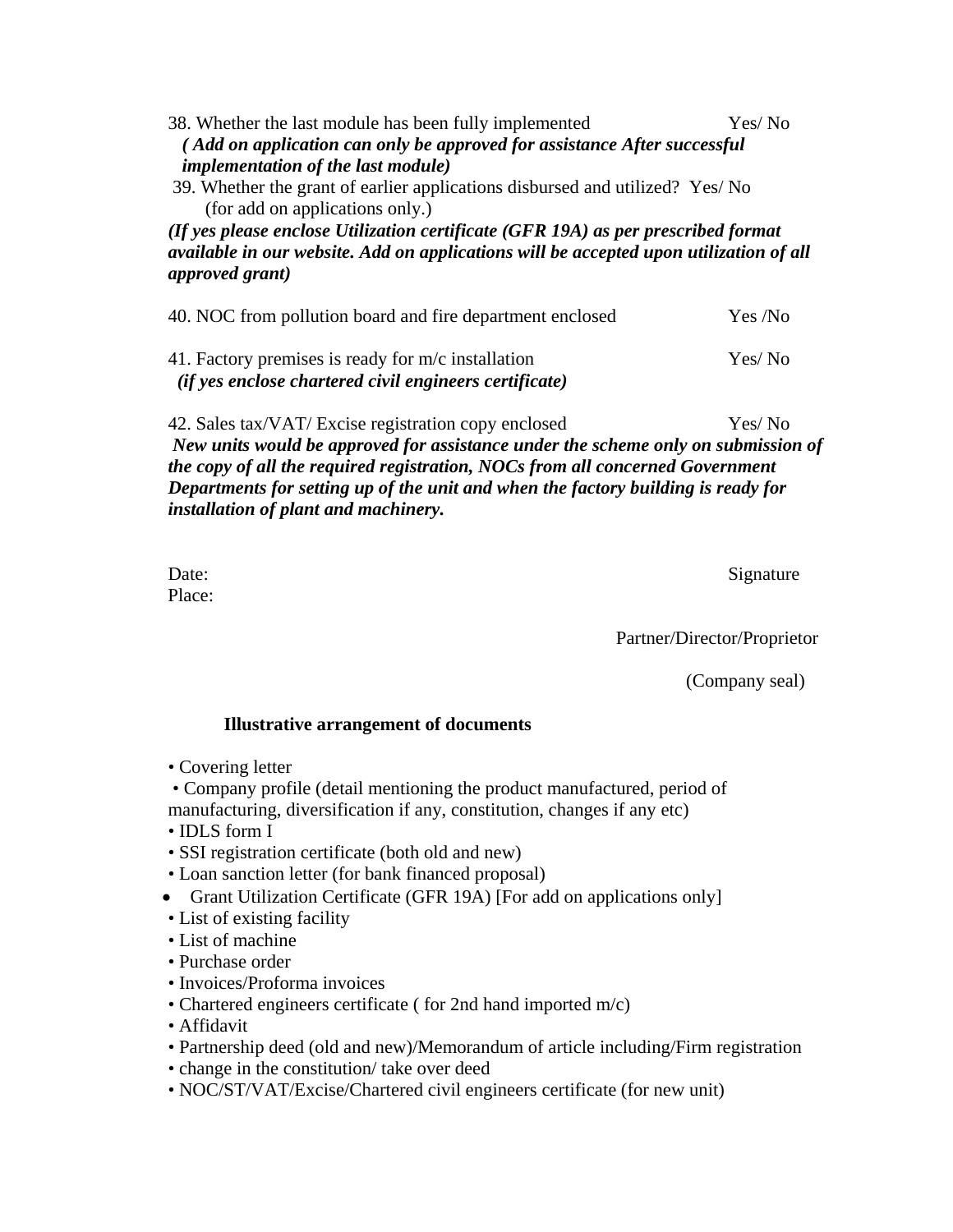38. Whether the last module has been fully implemented Yes/ No

*( Add on application can only be approved for assistance After successful implementation of the last module)*

39. Whether the grant of earlier applications disbursed and utilized? Yes/ No (for add on applications only.)

***(If yes please enclose Utilization certificate (GFR 19A) as per prescribed format available in our website. Add on applications will be accepted upon utilization of all approved grant)***

40. NOC from pollution board and fire department enclosed Yes /No

41. Factory premises is ready for m/c installation Yes/ No

***(if yes enclose chartered civil engineers certificate)***

42. Sales tax/VAT/ Excise registration copy enclosed Yes/ No

***New units would be approved for assistance under the scheme only on submission of the copy of all the required registration, NOCs from all concerned Government Departments for setting up of the unit and when the factory building is ready for installation of plant and machinery.***

Date: Signature

Place:

Partner/Director/Proprietor

(Company seal)

**Illustrative arrangement of documents**

- Covering letter
- Company profile (detail mentioning the product manufactured, period of manufacturing, diversification if any, constitution, changes if any etc)
- IDLS form I
- SSI registration certificate (both old and new)
- Loan sanction letter (for bank financed proposal)
- Grant Utilization Certificate (GFR 19A) [For add on applications only]
- List of existing facility
- List of machine
- Purchase order
- Invoices/Proforma invoices
- Chartered engineers certificate ( for 2nd hand imported m/c)
- Affidavit
- Partnership deed (old and new)/Memorandum of article including/Firm registration
- change in the constitution/ take over deed
- NOC/ST/VAT/Excise/Chartered civil engineers certificate (for new unit)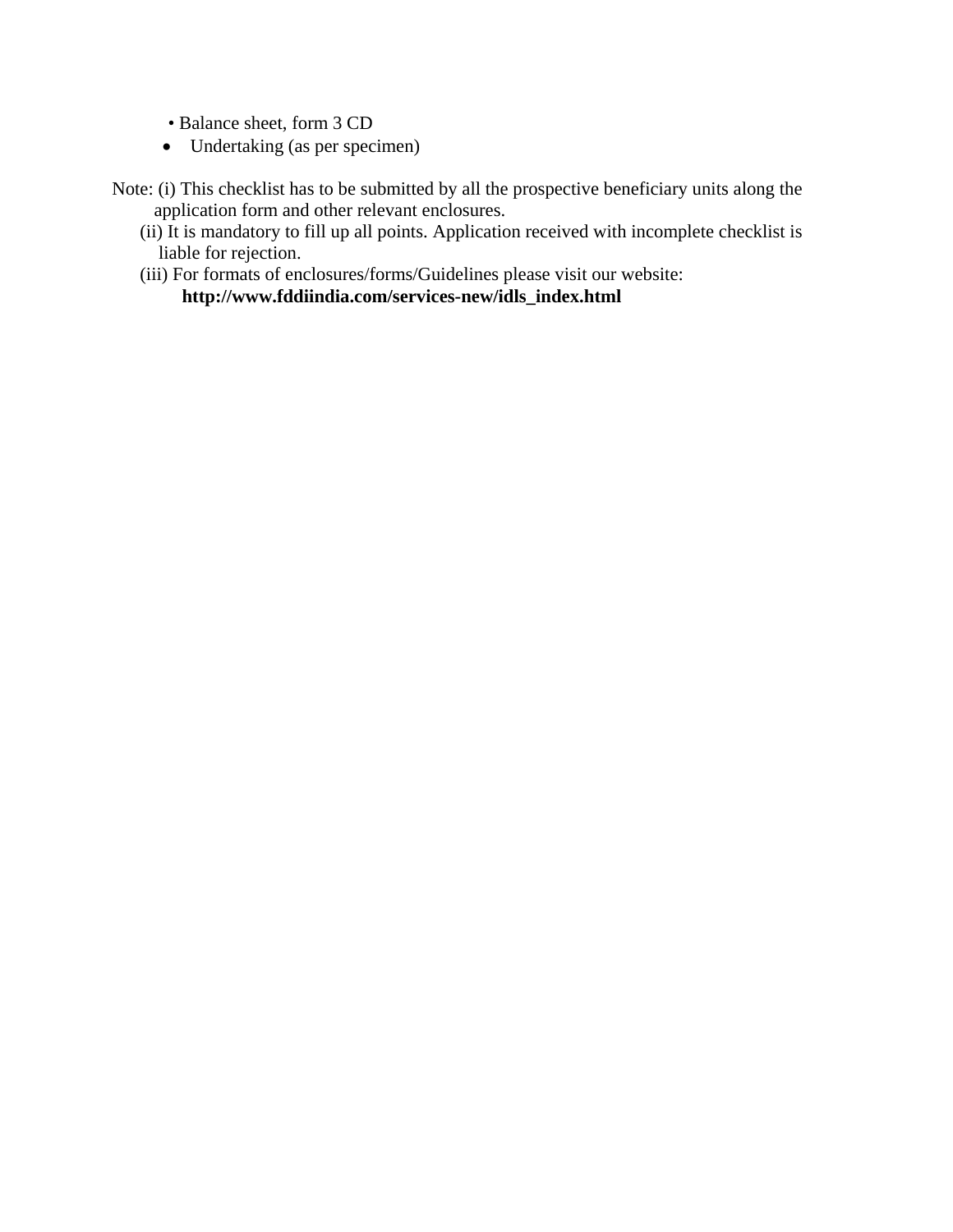- Balance sheet, form 3 CD
- Undertaking (as per specimen)

Note: (i) This checklist has to be submitted by all the prospective beneficiary units along the application form and other relevant enclosures.

(ii) It is mandatory to fill up all points. Application received with incomplete checklist is liable for rejection.

(iii) For formats of enclosures/forms/Guidelines please visit our website:
**http://www.fddiindia.com/services-new/idls_index.html**